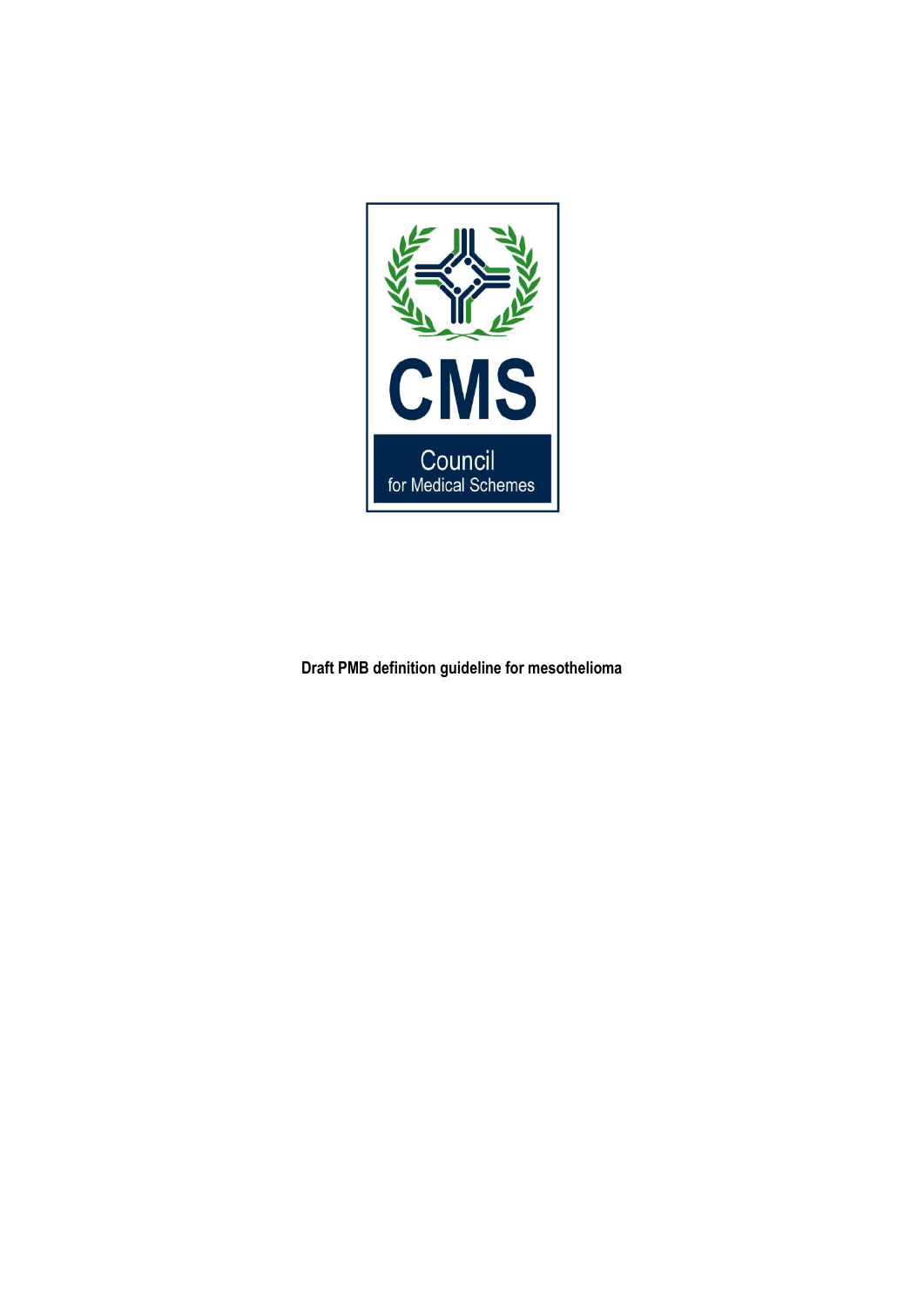CMS

Council for Medical Schemes

**Draft PMB definition guideline for mesothelioma**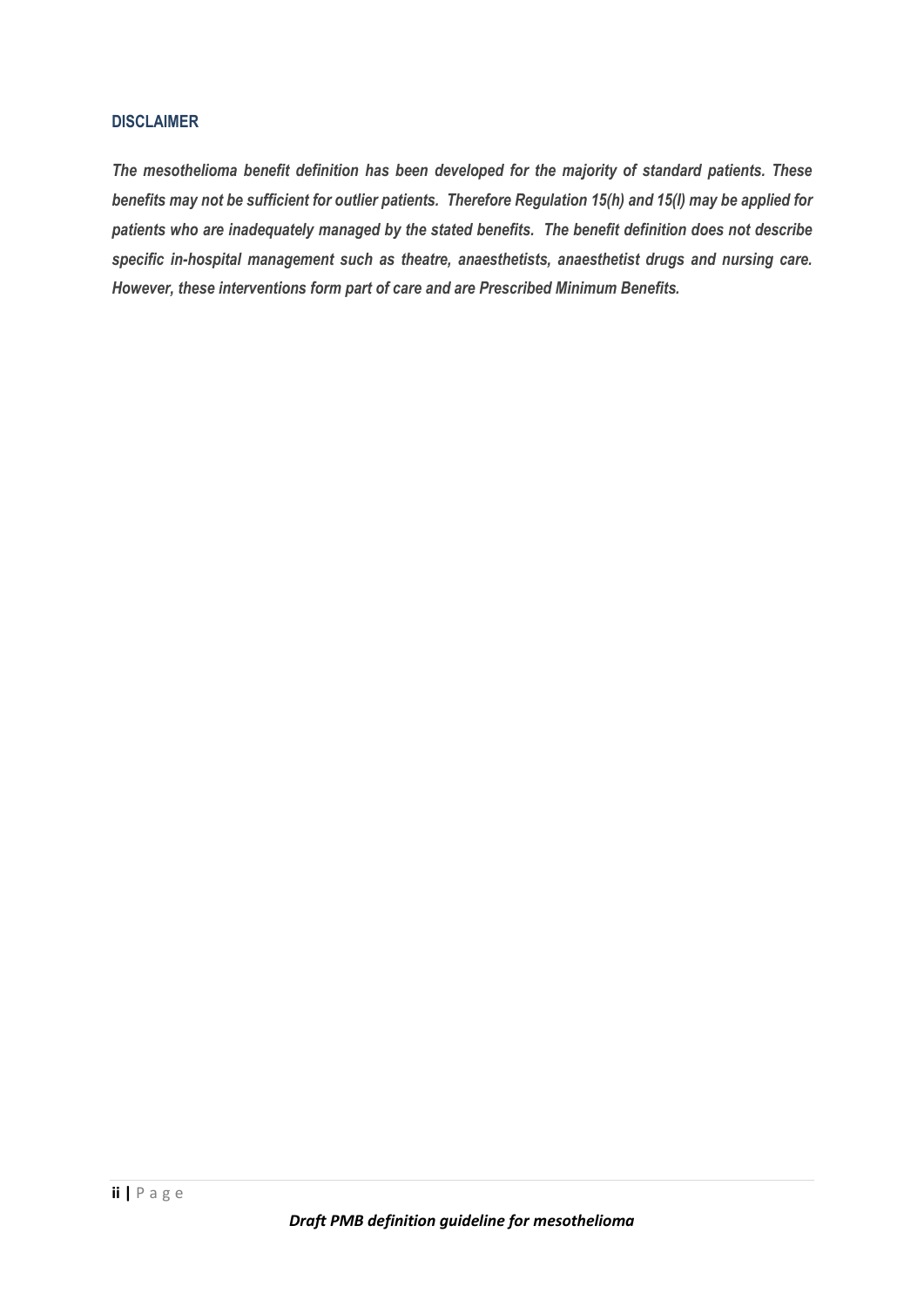### DISCLAIMER

***The mesothelioma benefit definition has been developed for the majority of standard patients. These benefits may not be sufficient for outlier patients. Therefore Regulation 15(h) and 15(l) may be applied for patients who are inadequately managed by the stated benefits. The benefit definition does not describe specific in-hospital management such as theatre, anaesthetists, anaesthetist drugs and nursing care. However, these interventions form part of care and are Prescribed Minimum Benefits.***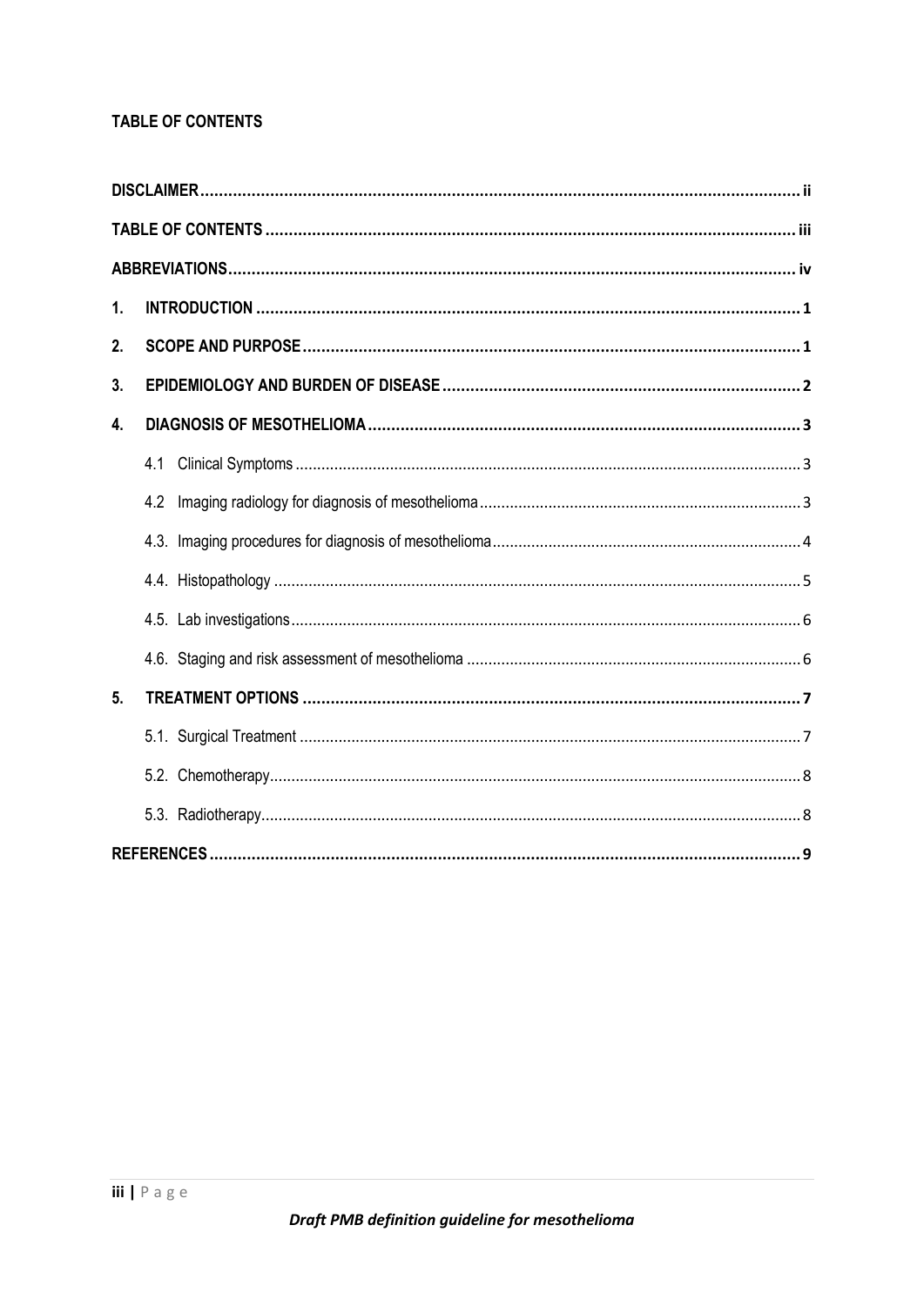## TABLE OF CONTENTS

| | |
|---|---|
| **DISCLAIMER** | **ii** |
| **TABLE OF CONTENTS** | **iii** |
| **ABBREVIATIONS** | **iv** |
| **1. INTRODUCTION** | **1** |
| **2. SCOPE AND PURPOSE** | **1** |
| **3. EPIDEMIOLOGY AND BURDEN OF DISEASE** | **2** |
| **4. DIAGNOSIS OF MESOTHELIOMA** | **3** |
| 4.1 Clinical Symptoms | 3 |
| 4.2 Imaging radiology for diagnosis of mesothelioma | 3 |
| 4.3. Imaging procedures for diagnosis of mesothelioma | 4 |
| 4.4. Histopathology | 5 |
| 4.5. Lab investigations | 6 |
| 4.6. Staging and risk assessment of mesothelioma | 6 |
| **5. TREATMENT OPTIONS** | **7** |
| 5.1. Surgical Treatment | 7 |
| 5.2. Chemotherapy | 8 |
| 5.3. Radiotherapy | 8 |
| **REFERENCES** | **9** |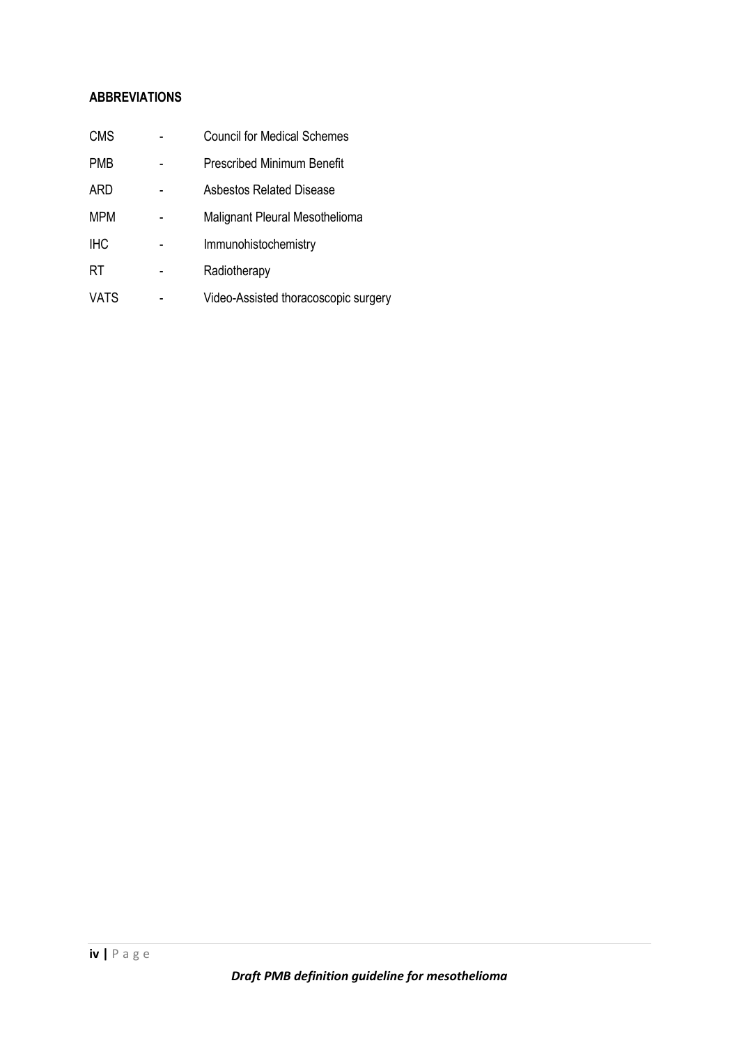**ABBREVIATIONS**

| | | |
|---|---|---|
| CMS | - | Council for Medical Schemes |
| PMB | - | Prescribed Minimum Benefit |
| ARD | - | Asbestos Related Disease |
| MPM | - | Malignant Pleural Mesothelioma |
| IHC | - | Immunohistochemistry |
| RT | - | Radiotherapy |
| VATS | - | Video-Assisted thoracoscopic surgery |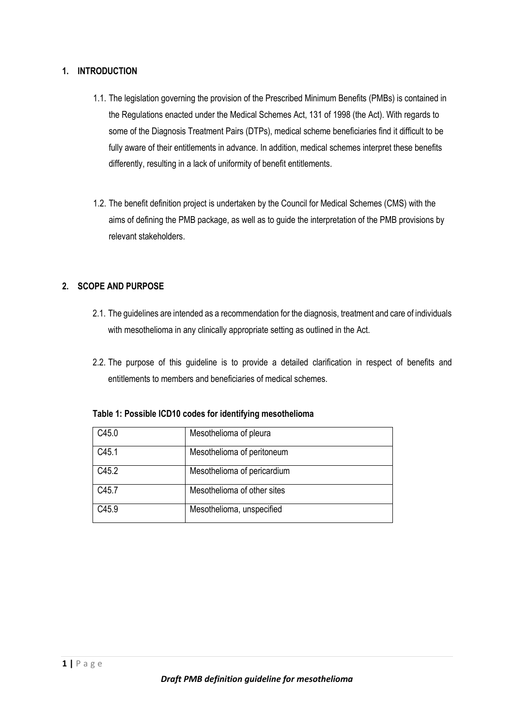## 1. INTRODUCTION

1.1. The legislation governing the provision of the Prescribed Minimum Benefits (PMBs) is contained in the Regulations enacted under the Medical Schemes Act, 131 of 1998 (the Act). With regards to some of the Diagnosis Treatment Pairs (DTPs), medical scheme beneficiaries find it difficult to be fully aware of their entitlements in advance. In addition, medical schemes interpret these benefits differently, resulting in a lack of uniformity of benefit entitlements.

1.2. The benefit definition project is undertaken by the Council for Medical Schemes (CMS) with the aims of defining the PMB package, as well as to guide the interpretation of the PMB provisions by relevant stakeholders.

## 2. SCOPE AND PURPOSE

2.1. The guidelines are intended as a recommendation for the diagnosis, treatment and care of individuals with mesothelioma in any clinically appropriate setting as outlined in the Act.

2.2. The purpose of this guideline is to provide a detailed clarification in respect of benefits and entitlements to members and beneficiaries of medical schemes.

**Table 1: Possible ICD10 codes for identifying mesothelioma**

| | |
|---|---|
| C45.0 | Mesothelioma of pleura |
| C45.1 | Mesothelioma of peritoneum |
| C45.2 | Mesothelioma of pericardium |
| C45.7 | Mesothelioma of other sites |
| C45.9 | Mesothelioma, unspecified |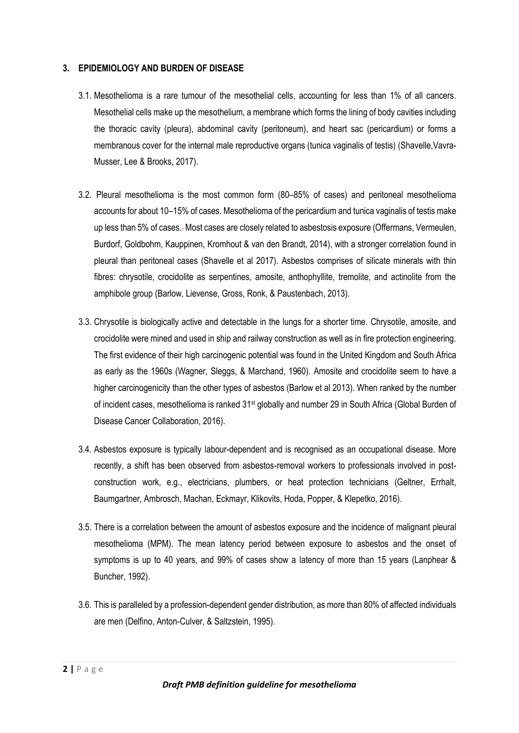## 3. EPIDEMIOLOGY AND BURDEN OF DISEASE

3.1. Mesothelioma is a rare tumour of the mesothelial cells, accounting for less than 1% of all cancers. Mesothelial cells make up the mesothelium, a membrane which forms the lining of body cavities including the thoracic cavity (pleura), abdominal cavity (peritoneum), and heart sac (pericardium) or forms a membranous cover for the internal male reproductive organs (tunica vaginalis of testis) (Shavelle,Vavra-Musser, Lee & Brooks, 2017).

3.2. Pleural mesothelioma is the most common form (80–85% of cases) and peritoneal mesothelioma accounts for about 10–15% of cases. Mesothelioma of the pericardium and tunica vaginalis of testis make up less than 5% of cases. Most cases are closely related to asbestosis exposure (Offermans, Vermeulen, Burdorf, Goldbohm, Kauppinen, Kromhout & van den Brandt, 2014), with a stronger correlation found in pleural than peritoneal cases (Shavelle et al 2017). Asbestos comprises of silicate minerals with thin fibres: chrysotile, crocidolite as serpentines, amosite, anthophyllite, tremolite, and actinolite from the amphibole group (Barlow, Lievense, Gross, Ronk, & Paustenbach, 2013).

3.3. Chrysotile is biologically active and detectable in the lungs for a shorter time. Chrysotile, amosite, and crocidolite were mined and used in ship and railway construction as well as in fire protection engineering. The first evidence of their high carcinogenic potential was found in the United Kingdom and South Africa as early as the 1960s (Wagner, Sleggs, & Marchand, 1960). Amosite and crocidolite seem to have a higher carcinogenicity than the other types of asbestos (Barlow et al 2013). When ranked by the number of incident cases, mesothelioma is ranked 31st globally and number 29 in South Africa (Global Burden of Disease Cancer Collaboration, 2016).

3.4. Asbestos exposure is typically labour-dependent and is recognised as an occupational disease. More recently, a shift has been observed from asbestos-removal workers to professionals involved in post-construction work, e.g., electricians, plumbers, or heat protection technicians (Geltner, Errhalt, Baumgartner, Ambrosch, Machan, Eckmayr, Klikovits, Hoda, Popper, & Klepetko, 2016).

3.5. There is a correlation between the amount of asbestos exposure and the incidence of malignant pleural mesothelioma (MPM). The mean latency period between exposure to asbestos and the onset of symptoms is up to 40 years, and 99% of cases show a latency of more than 15 years (Lanphear & Buncher, 1992).

3.6. This is paralleled by a profession-dependent gender distribution, as more than 80% of affected individuals are men (Delfino, Anton-Culver, & Saltzstein, 1995).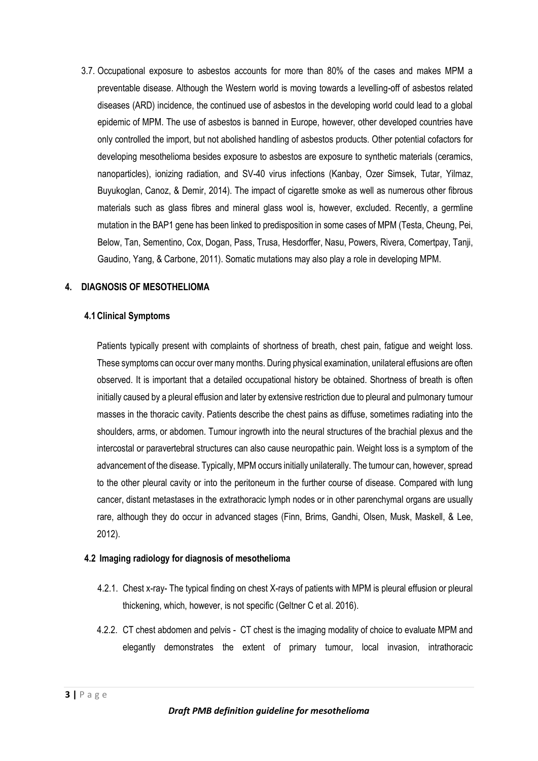3.7. Occupational exposure to asbestos accounts for more than 80% of the cases and makes MPM a preventable disease. Although the Western world is moving towards a levelling-off of asbestos related diseases (ARD) incidence, the continued use of asbestos in the developing world could lead to a global epidemic of MPM. The use of asbestos is banned in Europe, however, other developed countries have only controlled the import, but not abolished handling of asbestos products. Other potential cofactors for developing mesothelioma besides exposure to asbestos are exposure to synthetic materials (ceramics, nanoparticles), ionizing radiation, and SV-40 virus infections (Kanbay, Ozer Simsek, Tutar, Yilmaz, Buyukoglan, Canoz, & Demir, 2014). The impact of cigarette smoke as well as numerous other fibrous materials such as glass fibres and mineral glass wool is, however, excluded. Recently, a germline mutation in the BAP1 gene has been linked to predisposition in some cases of MPM (Testa, Cheung, Pei, Below, Tan, Sementino, Cox, Dogan, Pass, Trusa, Hesdorffer, Nasu, Powers, Rivera, Comertpay, Tanji, Gaudino, Yang, & Carbone, 2011). Somatic mutations may also play a role in developing MPM.

## 4. DIAGNOSIS OF MESOTHELIOMA

### 4.1 Clinical Symptoms

Patients typically present with complaints of shortness of breath, chest pain, fatigue and weight loss. These symptoms can occur over many months. During physical examination, unilateral effusions are often observed. It is important that a detailed occupational history be obtained. Shortness of breath is often initially caused by a pleural effusion and later by extensive restriction due to pleural and pulmonary tumour masses in the thoracic cavity. Patients describe the chest pains as diffuse, sometimes radiating into the shoulders, arms, or abdomen. Tumour ingrowth into the neural structures of the brachial plexus and the intercostal or paravertebral structures can also cause neuropathic pain. Weight loss is a symptom of the advancement of the disease. Typically, MPM occurs initially unilaterally. The tumour can, however, spread to the other pleural cavity or into the peritoneum in the further course of disease. Compared with lung cancer, distant metastases in the extrathoracic lymph nodes or in other parenchymal organs are usually rare, although they do occur in advanced stages (Finn, Brims, Gandhi, Olsen, Musk, Maskell, & Lee, 2012).

### 4.2 Imaging radiology for diagnosis of mesothelioma

4.2.1. Chest x-ray- The typical finding on chest X-rays of patients with MPM is pleural effusion or pleural thickening, which, however, is not specific (Geltner C et al. 2016).

4.2.2. CT chest abdomen and pelvis - CT chest is the imaging modality of choice to evaluate MPM and elegantly demonstrates the extent of primary tumour, local invasion, intrathoracic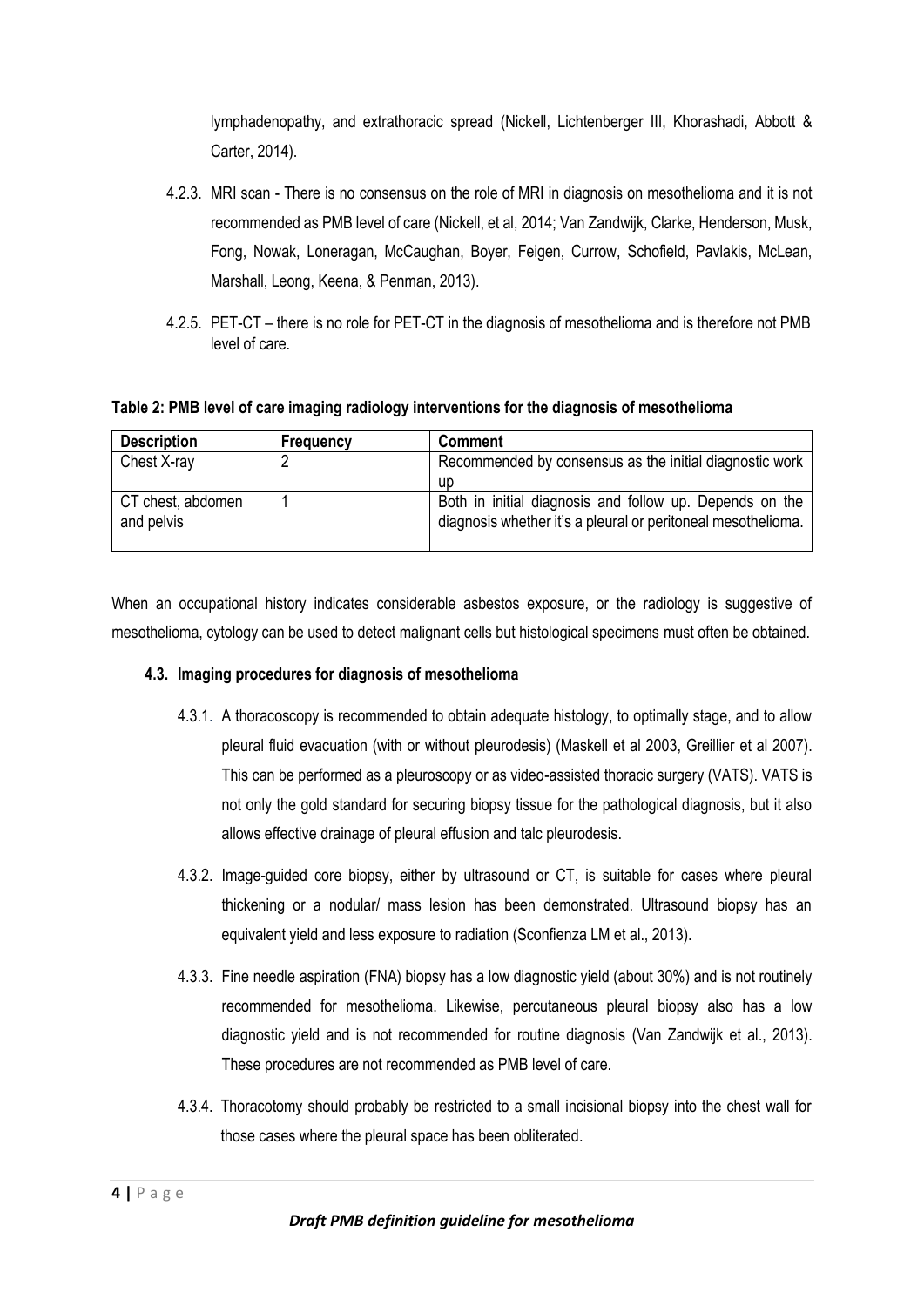lymphadenopathy, and extrathoracic spread (Nickell, Lichtenberger III, Khorashadi, Abbott & Carter, 2014).

4.2.3. MRI scan - There is no consensus on the role of MRI in diagnosis on mesothelioma and it is not recommended as PMB level of care (Nickell, et al, 2014; Van Zandwijk, Clarke, Henderson, Musk, Fong, Nowak, Loneragan, McCaughan, Boyer, Feigen, Currow, Schofield, Pavlakis, McLean, Marshall, Leong, Keena, & Penman, 2013).

4.2.5. PET-CT – there is no role for PET-CT in the diagnosis of mesothelioma and is therefore not PMB level of care.

**Table 2: PMB level of care imaging radiology interventions for the diagnosis of mesothelioma**

| Description | Frequency | Comment |
|---|---|---|
| Chest X-ray | 2 | Recommended by consensus as the initial diagnostic work up |
| CT chest, abdomen and pelvis | 1 | Both in initial diagnosis and follow up. Depends on the diagnosis whether it's a pleural or peritoneal mesothelioma. |

When an occupational history indicates considerable asbestos exposure, or the radiology is suggestive of mesothelioma, cytology can be used to detect malignant cells but histological specimens must often be obtained.

### 4.3. Imaging procedures for diagnosis of mesothelioma

4.3.1. A thoracoscopy is recommended to obtain adequate histology, to optimally stage, and to allow pleural fluid evacuation (with or without pleurodesis) (Maskell et al 2003, Greillier et al 2007). This can be performed as a pleuroscopy or as video-assisted thoracic surgery (VATS). VATS is not only the gold standard for securing biopsy tissue for the pathological diagnosis, but it also allows effective drainage of pleural effusion and talc pleurodesis.

4.3.2. Image-guided core biopsy, either by ultrasound or CT, is suitable for cases where pleural thickening or a nodular/ mass lesion has been demonstrated. Ultrasound biopsy has an equivalent yield and less exposure to radiation (Sconfienza LM et al., 2013).

4.3.3. Fine needle aspiration (FNA) biopsy has a low diagnostic yield (about 30%) and is not routinely recommended for mesothelioma. Likewise, percutaneous pleural biopsy also has a low diagnostic yield and is not recommended for routine diagnosis (Van Zandwijk et al., 2013). These procedures are not recommended as PMB level of care.

4.3.4. Thoracotomy should probably be restricted to a small incisional biopsy into the chest wall for those cases where the pleural space has been obliterated.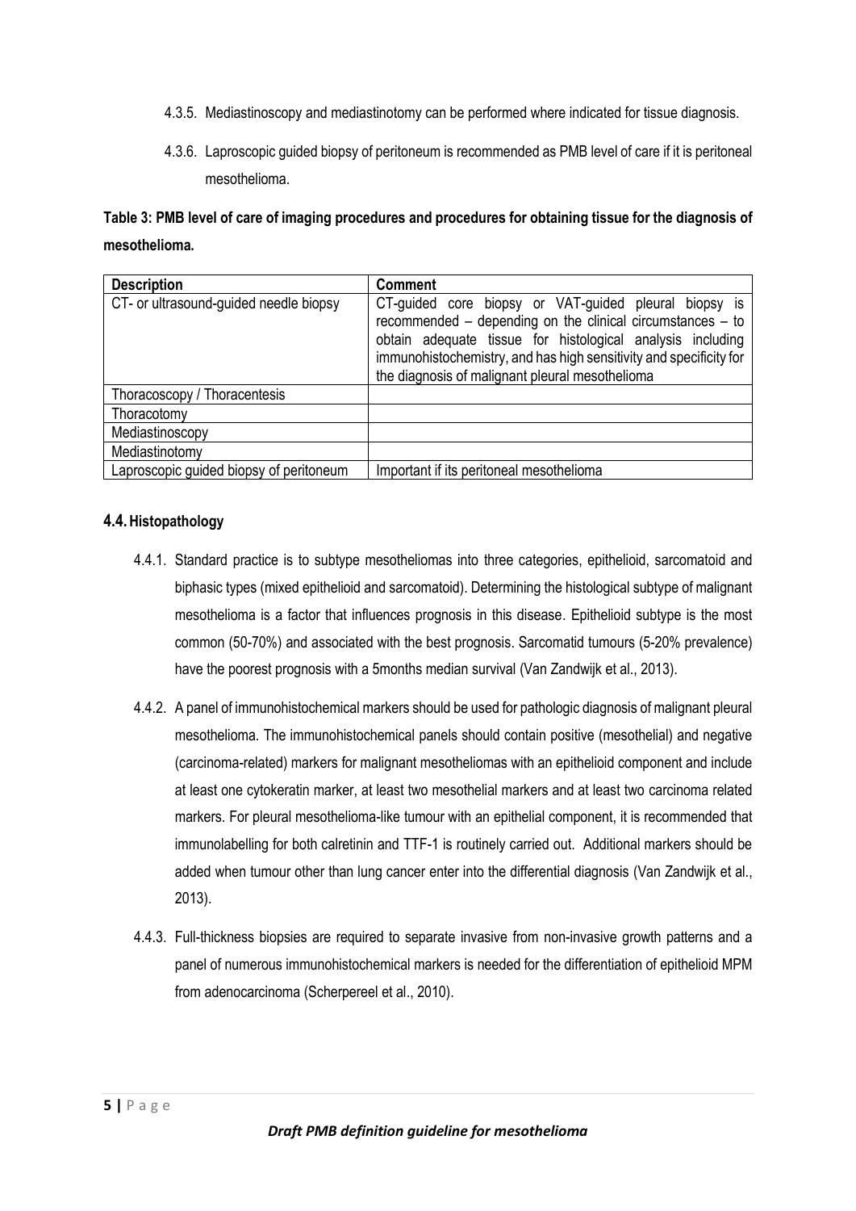4.3.5. Mediastinoscopy and mediastinotomy can be performed where indicated for tissue diagnosis.

4.3.6. Laproscopic guided biopsy of peritoneum is recommended as PMB level of care if it is peritoneal mesothelioma.

**Table 3: PMB level of care of imaging procedures and procedures for obtaining tissue for the diagnosis of mesothelioma.**

| **Description** | **Comment** |
| --- | --- |
| CT- or ultrasound-guided needle biopsy | CT-guided core biopsy or VAT-guided pleural biopsy is recommended – depending on the clinical circumstances – to obtain adequate tissue for histological analysis including immunohistochemistry, and has high sensitivity and specificity for the diagnosis of malignant pleural mesothelioma |
| Thoracoscopy / Thoracentesis | |
| Thoracotomy | |
| Mediastinoscopy | |
| Mediastinotomy | |
| Laproscopic guided biopsy of peritoneum | Important if its peritoneal mesothelioma |

## 4.4. Histopathology

4.4.1. Standard practice is to subtype mesotheliomas into three categories, epithelioid, sarcomatoid and biphasic types (mixed epithelioid and sarcomatoid). Determining the histological subtype of malignant mesothelioma is a factor that influences prognosis in this disease. Epithelioid subtype is the most common (50-70%) and associated with the best prognosis. Sarcomatid tumours (5-20% prevalence) have the poorest prognosis with a 5months median survival (Van Zandwijk et al., 2013).

4.4.2. A panel of immunohistochemical markers should be used for pathologic diagnosis of malignant pleural mesothelioma. The immunohistochemical panels should contain positive (mesothelial) and negative (carcinoma-related) markers for malignant mesotheliomas with an epithelioid component and include at least one cytokeratin marker, at least two mesothelial markers and at least two carcinoma related markers. For pleural mesothelioma-like tumour with an epithelial component, it is recommended that immunolabelling for both calretinin and TTF-1 is routinely carried out. Additional markers should be added when tumour other than lung cancer enter into the differential diagnosis (Van Zandwijk et al., 2013).

4.4.3. Full-thickness biopsies are required to separate invasive from non-invasive growth patterns and a panel of numerous immunohistochemical markers is needed for the differentiation of epithelioid MPM from adenocarcinoma (Scherpereel et al., 2010).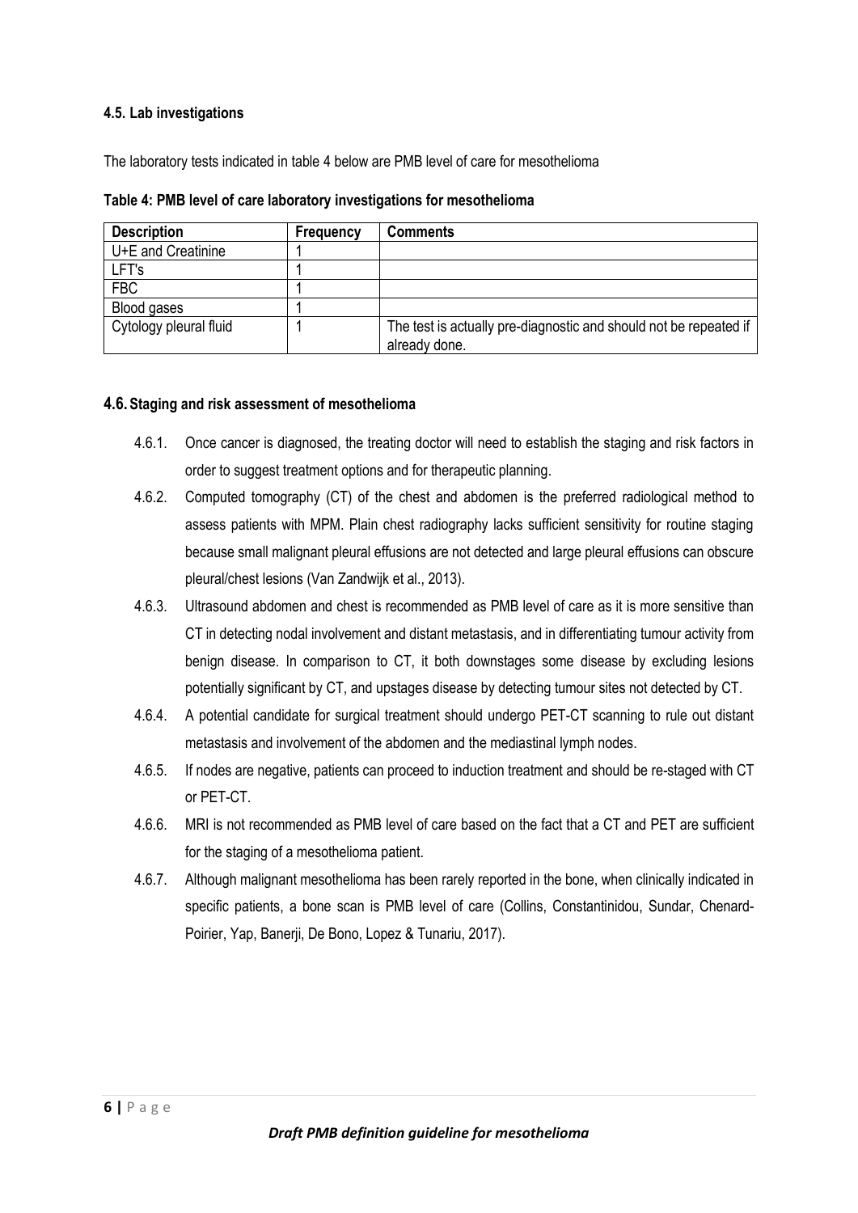#### 4.5. Lab investigations

The laboratory tests indicated in table 4 below are PMB level of care for mesothelioma

**Table 4: PMB level of care laboratory investigations for mesothelioma**

| Description | Frequency | Comments |
|---|---|---|
| U+E and Creatinine | 1 | |
| LFT's | 1 | |
| FBC | 1 | |
| Blood gases | 1 | |
| Cytology pleural fluid | 1 | The test is actually pre-diagnostic and should not be repeated if already done. |

#### 4.6. Staging and risk assessment of mesothelioma

- 4.6.1. Once cancer is diagnosed, the treating doctor will need to establish the staging and risk factors in order to suggest treatment options and for therapeutic planning.
- 4.6.2. Computed tomography (CT) of the chest and abdomen is the preferred radiological method to assess patients with MPM. Plain chest radiography lacks sufficient sensitivity for routine staging because small malignant pleural effusions are not detected and large pleural effusions can obscure pleural/chest lesions (Van Zandwijk et al., 2013).
- 4.6.3. Ultrasound abdomen and chest is recommended as PMB level of care as it is more sensitive than CT in detecting nodal involvement and distant metastasis, and in differentiating tumour activity from benign disease. In comparison to CT, it both downstages some disease by excluding lesions potentially significant by CT, and upstages disease by detecting tumour sites not detected by CT.
- 4.6.4. A potential candidate for surgical treatment should undergo PET-CT scanning to rule out distant metastasis and involvement of the abdomen and the mediastinal lymph nodes.
- 4.6.5. If nodes are negative, patients can proceed to induction treatment and should be re-staged with CT or PET-CT.
- 4.6.6. MRI is not recommended as PMB level of care based on the fact that a CT and PET are sufficient for the staging of a mesothelioma patient.
- 4.6.7. Although malignant mesothelioma has been rarely reported in the bone, when clinically indicated in specific patients, a bone scan is PMB level of care (Collins, Constantinidou, Sundar, Chenard-Poirier, Yap, Banerji, De Bono, Lopez & Tunariu, 2017).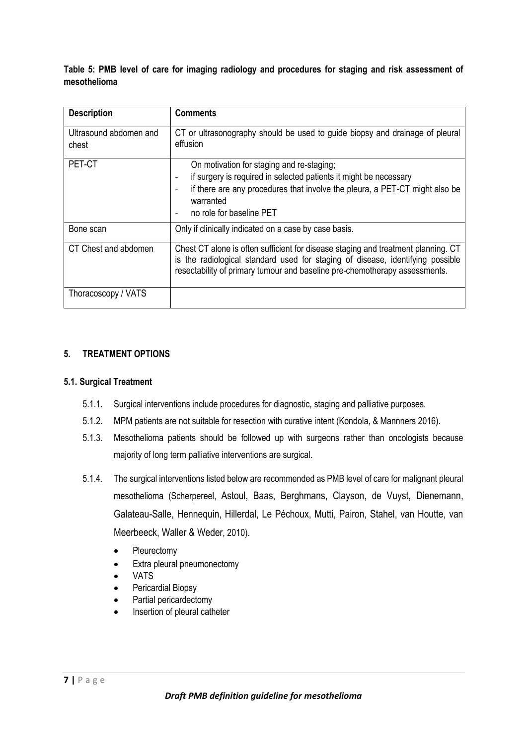**Table 5: PMB level of care for imaging radiology and procedures for staging and risk assessment of mesothelioma**

| Description | Comments |
|---|---|
| Ultrasound abdomen and chest | CT or ultrasonography should be used to guide biopsy and drainage of pleural effusion |
| PET-CT | On motivation for staging and re-staging;<br>- if surgery is required in selected patients it might be necessary<br>- if there are any procedures that involve the pleura, a PET-CT might also be warranted<br>- no role for baseline PET |
| Bone scan | Only if clinically indicated on a case by case basis. |
| CT Chest and abdomen | Chest CT alone is often sufficient for disease staging and treatment planning. CT is the radiological standard used for staging of disease, identifying possible resectability of primary tumour and baseline pre-chemotherapy assessments. |
| Thoracoscopy / VATS | |

## 5. TREATMENT OPTIONS

### 5.1. Surgical Treatment

5.1.1. Surgical interventions include procedures for diagnostic, staging and palliative purposes.

5.1.2. MPM patients are not suitable for resection with curative intent (Kondola, & Mannners 2016).

5.1.3. Mesothelioma patients should be followed up with surgeons rather than oncologists because majority of long term palliative interventions are surgical.

5.1.4. The surgical interventions listed below are recommended as PMB level of care for malignant pleural mesothelioma (Scherpereel, Astoul, Baas, Berghmans, Clayson, de Vuyst, Dienemann, Galateau-Salle, Hennequin, Hillerdal, Le Péchoux, Mutti, Pairon, Stahel, van Houtte, van Meerbeeck, Waller & Weder, 2010).

- Pleurectomy
- Extra pleural pneumonectomy
- VATS
- Pericardial Biopsy
- Partial pericardectomy
- Insertion of pleural catheter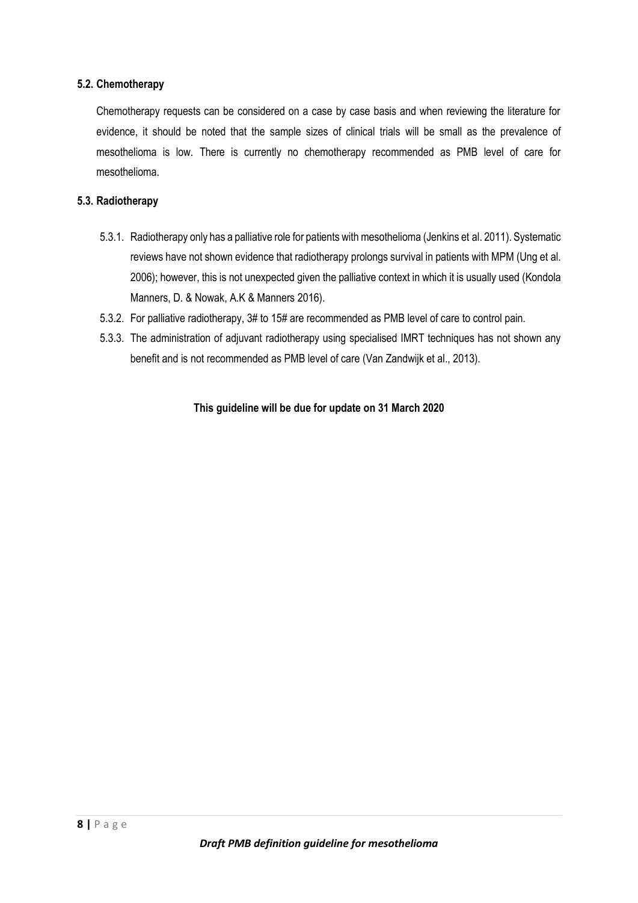### 5.2. Chemotherapy

Chemotherapy requests can be considered on a case by case basis and when reviewing the literature for evidence, it should be noted that the sample sizes of clinical trials will be small as the prevalence of mesothelioma is low. There is currently no chemotherapy recommended as PMB level of care for mesothelioma.

### 5.3. Radiotherapy

5.3.1. Radiotherapy only has a palliative role for patients with mesothelioma (Jenkins et al. 2011). Systematic reviews have not shown evidence that radiotherapy prolongs survival in patients with MPM (Ung et al. 2006); however, this is not unexpected given the palliative context in which it is usually used (Kondola Manners, D. & Nowak, A.K & Manners 2016).

5.3.2. For palliative radiotherapy, 3# to 15# are recommended as PMB level of care to control pain.

5.3.3. The administration of adjuvant radiotherapy using specialised IMRT techniques has not shown any benefit and is not recommended as PMB level of care (Van Zandwijk et al., 2013).

**This guideline will be due for update on 31 March 2020**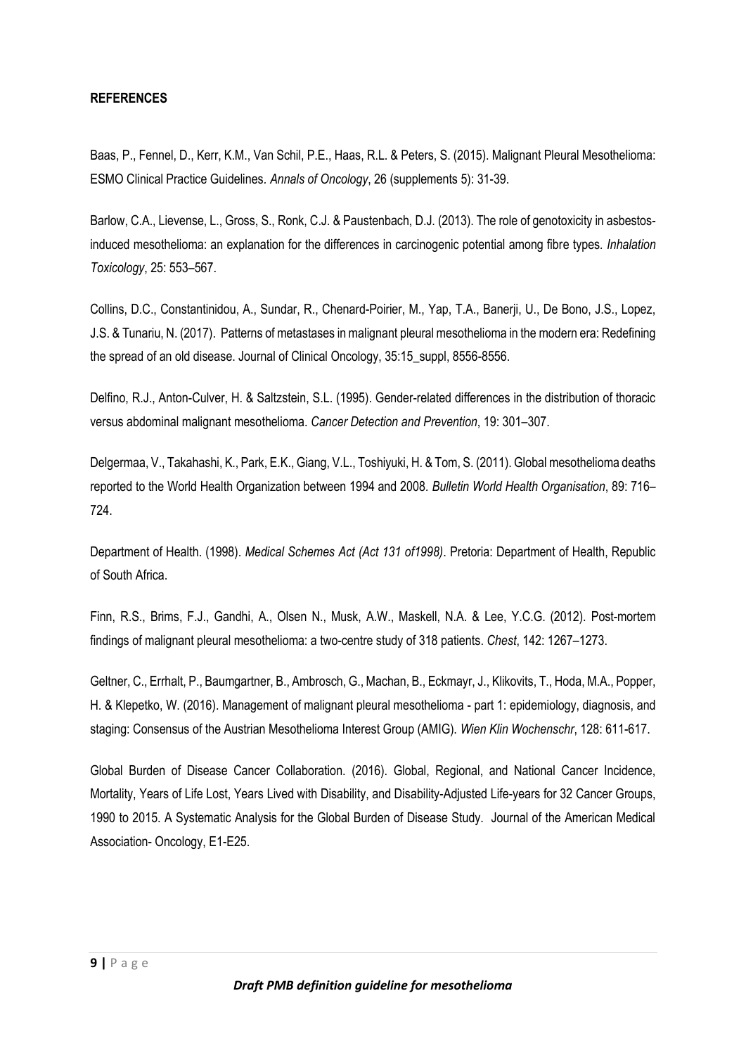**REFERENCES**

Baas, P., Fennel, D., Kerr, K.M., Van Schil, P.E., Haas, R.L. & Peters, S. (2015). Malignant Pleural Mesothelioma: ESMO Clinical Practice Guidelines. *Annals of Oncology*, 26 (supplements 5): 31-39.

Barlow, C.A., Lievense, L., Gross, S., Ronk, C.J. & Paustenbach, D.J. (2013). The role of genotoxicity in asbestos-induced mesothelioma: an explanation for the differences in carcinogenic potential among fibre types. *Inhalation Toxicology*, 25: 553–567.

Collins, D.C., Constantinidou, A., Sundar, R., Chenard-Poirier, M., Yap, T.A., Banerji, U., De Bono, J.S., Lopez, J.S. & Tunariu, N. (2017). Patterns of metastases in malignant pleural mesothelioma in the modern era: Redefining the spread of an old disease. Journal of Clinical Oncology, 35:15_suppl, 8556-8556.

Delfino, R.J., Anton-Culver, H. & Saltzstein, S.L. (1995). Gender-related differences in the distribution of thoracic versus abdominal malignant mesothelioma. *Cancer Detection and Prevention*, 19: 301–307.

Delgermaa, V., Takahashi, K., Park, E.K., Giang, V.L., Toshiyuki, H. & Tom, S. (2011). Global mesothelioma deaths reported to the World Health Organization between 1994 and 2008. *Bulletin World Health Organisation*, 89: 716–724.

Department of Health. (1998). *Medical Schemes Act (Act 131 of1998)*. Pretoria: Department of Health, Republic of South Africa.

Finn, R.S., Brims, F.J., Gandhi, A., Olsen N., Musk, A.W., Maskell, N.A. & Lee, Y.C.G. (2012). Post-mortem findings of malignant pleural mesothelioma: a two-centre study of 318 patients. *Chest*, 142: 1267–1273.

Geltner, C., Errhalt, P., Baumgartner, B., Ambrosch, G., Machan, B., Eckmayr, J., Klikovits, T., Hoda, M.A., Popper, H. & Klepetko, W. (2016). Management of malignant pleural mesothelioma - part 1: epidemiology, diagnosis, and staging: Consensus of the Austrian Mesothelioma Interest Group (AMIG). *Wien Klin Wochenschr*, 128: 611-617.

Global Burden of Disease Cancer Collaboration. (2016). Global, Regional, and National Cancer Incidence, Mortality, Years of Life Lost, Years Lived with Disability, and Disability-Adjusted Life-years for 32 Cancer Groups, 1990 to 2015. A Systematic Analysis for the Global Burden of Disease Study. Journal of the American Medical Association- Oncology, E1-E25.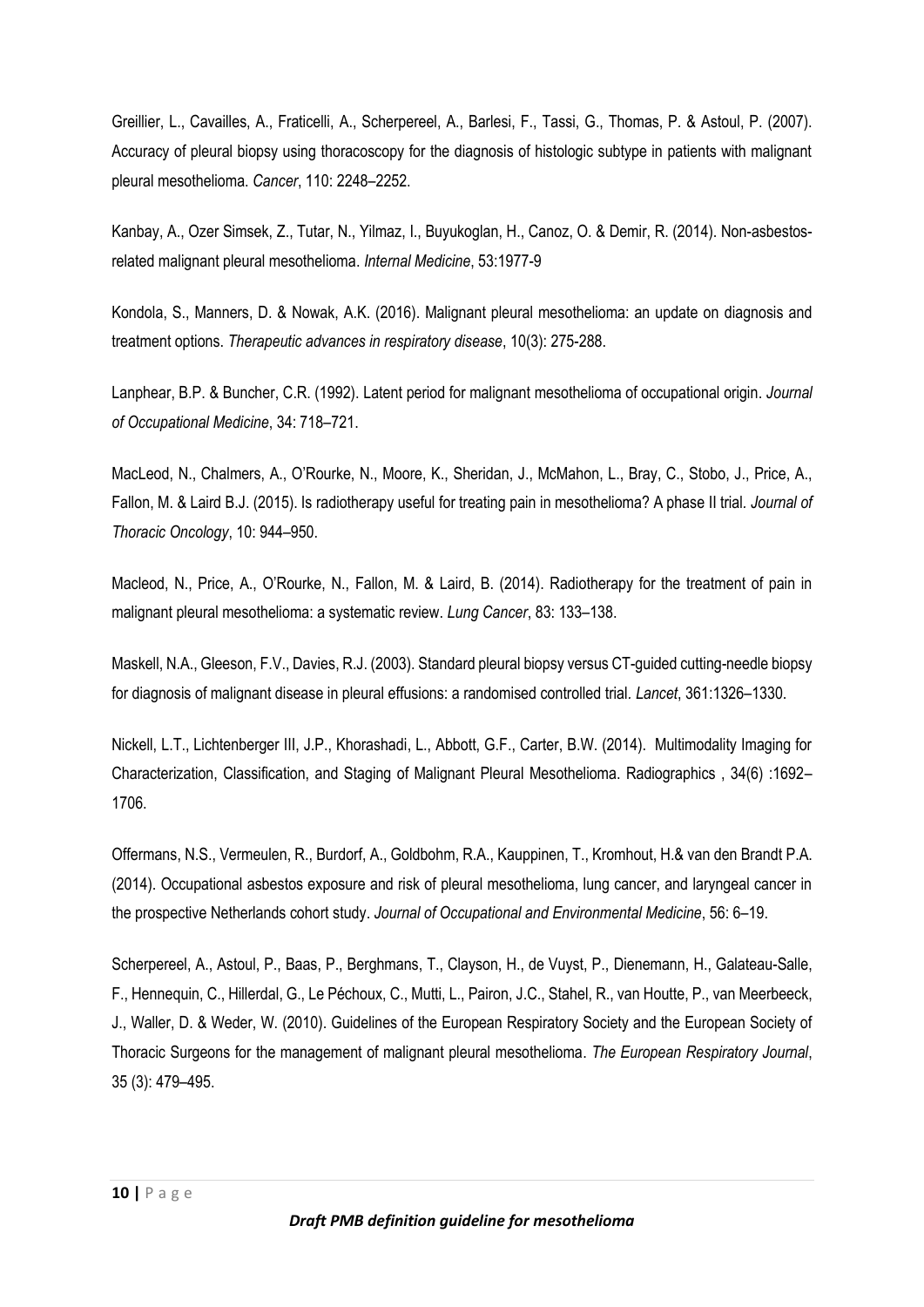Greillier, L., Cavailles, A., Fraticelli, A., Scherpereel, A., Barlesi, F., Tassi, G., Thomas, P. & Astoul, P. (2007). Accuracy of pleural biopsy using thoracoscopy for the diagnosis of histologic subtype in patients with malignant pleural mesothelioma. *Cancer*, 110: 2248–2252.

Kanbay, A., Ozer Simsek, Z., Tutar, N., Yilmaz, I., Buyukoglan, H., Canoz, O. & Demir, R. (2014). Non-asbestos-related malignant pleural mesothelioma. *Internal Medicine*, 53:1977-9

Kondola, S., Manners, D. & Nowak, A.K. (2016). Malignant pleural mesothelioma: an update on diagnosis and treatment options. *Therapeutic advances in respiratory disease*, 10(3): 275-288.

Lanphear, B.P. & Buncher, C.R. (1992). Latent period for malignant mesothelioma of occupational origin. *Journal of Occupational Medicine*, 34: 718–721.

MacLeod, N., Chalmers, A., O'Rourke, N., Moore, K., Sheridan, J., McMahon, L., Bray, C., Stobo, J., Price, A., Fallon, M. & Laird B.J. (2015). Is radiotherapy useful for treating pain in mesothelioma? A phase II trial. *Journal of Thoracic Oncology*, 10: 944–950.

Macleod, N., Price, A., O'Rourke, N., Fallon, M. & Laird, B. (2014). Radiotherapy for the treatment of pain in malignant pleural mesothelioma: a systematic review. *Lung Cancer*, 83: 133–138.

Maskell, N.A., Gleeson, F.V., Davies, R.J. (2003). Standard pleural biopsy versus CT-guided cutting-needle biopsy for diagnosis of malignant disease in pleural effusions: a randomised controlled trial. *Lancet*, 361:1326–1330.

Nickell, L.T., Lichtenberger III, J.P., Khorashadi, L., Abbott, G.F., Carter, B.W. (2014). Multimodality Imaging for Characterization, Classification, and Staging of Malignant Pleural Mesothelioma. Radiographics , 34(6) :1692–1706.

Offermans, N.S., Vermeulen, R., Burdorf, A., Goldbohm, R.A., Kauppinen, T., Kromhout, H.& van den Brandt P.A. (2014). Occupational asbestos exposure and risk of pleural mesothelioma, lung cancer, and laryngeal cancer in the prospective Netherlands cohort study. *Journal of Occupational and Environmental Medicine*, 56: 6–19.

Scherpereel, A., Astoul, P., Baas, P., Berghmans, T., Clayson, H., de Vuyst, P., Dienemann, H., Galateau-Salle, F., Hennequin, C., Hillerdal, G., Le Péchoux, C., Mutti, L., Pairon, J.C., Stahel, R., van Houtte, P., van Meerbeeck, J., Waller, D. & Weder, W. (2010). Guidelines of the European Respiratory Society and the European Society of Thoracic Surgeons for the management of malignant pleural mesothelioma. *The European Respiratory Journal*, 35 (3): 479–495.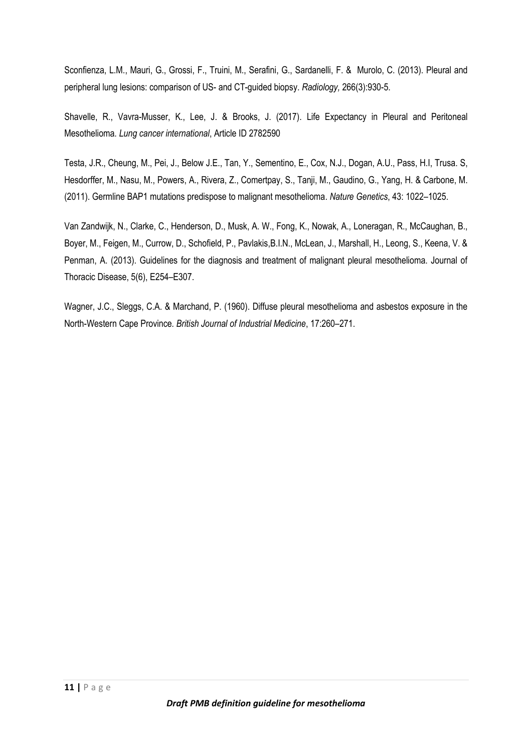Sconfienza, L.M., Mauri, G., Grossi, F., Truini, M., Serafini, G., Sardanelli, F. & Murolo, C. (2013). Pleural and peripheral lung lesions: comparison of US- and CT-guided biopsy. *Radiology,* 266(3):930-5.

Shavelle, R., Vavra-Musser, K., Lee, J. & Brooks, J. (2017). Life Expectancy in Pleural and Peritoneal Mesothelioma. *Lung cancer international*, Article ID 2782590

Testa, J.R., Cheung, M., Pei, J., Below J.E., Tan, Y., Sementino, E., Cox, N.J., Dogan, A.U., Pass, H.I, Trusa. S, Hesdorffer, M., Nasu, M., Powers, A., Rivera, Z., Comertpay, S., Tanji, M., Gaudino, G., Yang, H. & Carbone, M. (2011). Germline BAP1 mutations predispose to malignant mesothelioma. *Nature Genetics*, 43: 1022–1025.

Van Zandwijk, N., Clarke, C., Henderson, D., Musk, A. W., Fong, K., Nowak, A., Loneragan, R., McCaughan, B., Boyer, M., Feigen, M., Currow, D., Schofield, P., Pavlakis,B.I.N., McLean, J., Marshall, H., Leong, S., Keena, V. & Penman, A. (2013). Guidelines for the diagnosis and treatment of malignant pleural mesothelioma. Journal of Thoracic Disease, 5(6), E254–E307.

Wagner, J.C., Sleggs, C.A. & Marchand, P. (1960). Diffuse pleural mesothelioma and asbestos exposure in the North-Western Cape Province*. British Journal of Industrial Medicine*, 17:260–271.